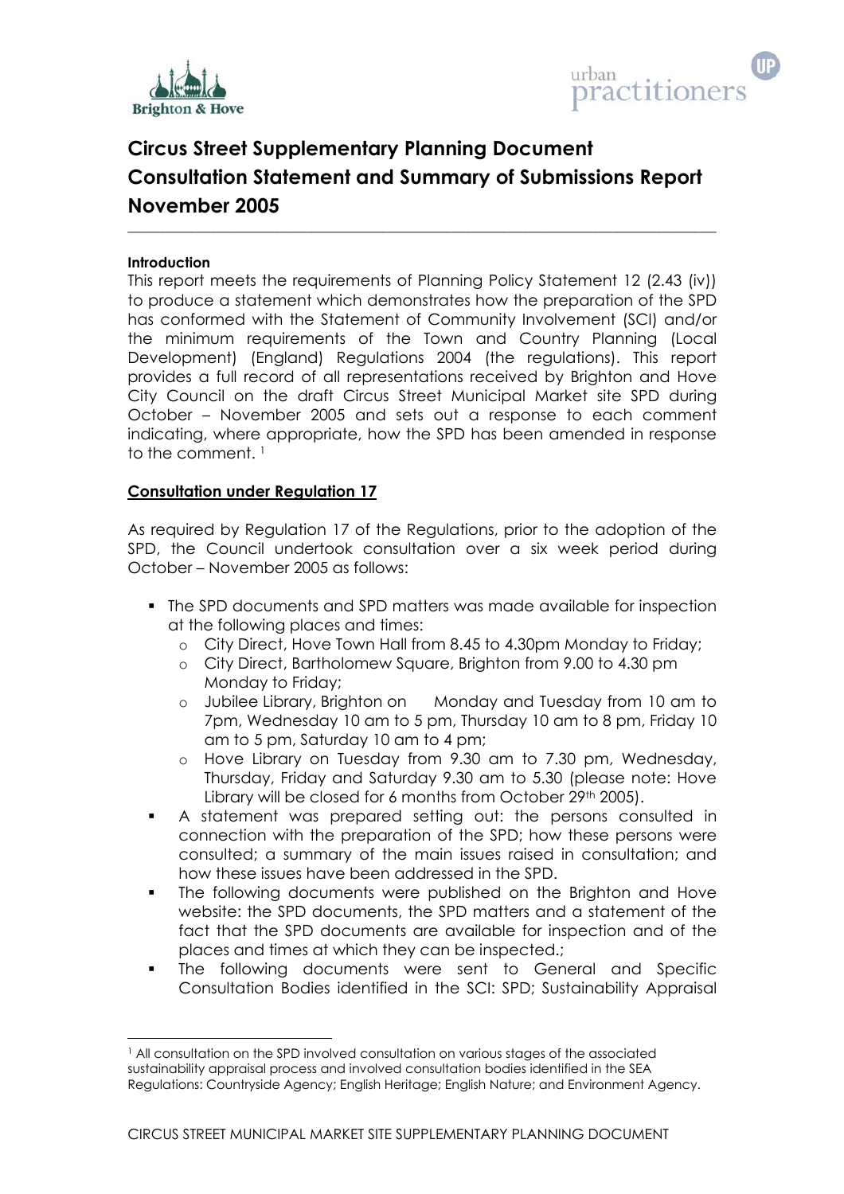# Circus Street Supplementary Planning Document
# Consultation Statement and Summary of Submissions Report
# November 2005

---

**Introduction**

This report meets the requirements of Planning Policy Statement 12 (2.43 (iv)) to produce a statement which demonstrates how the preparation of the SPD has conformed with the Statement of Community Involvement (SCI) and/or the minimum requirements of the Town and Country Planning (Local Development) (England) Regulations 2004 (the regulations). This report provides a full record of all representations received by Brighton and Hove City Council on the draft Circus Street Municipal Market site SPD during October – November 2005 and sets out a response to each comment indicating, where appropriate, how the SPD has been amended in response to the comment. [1]

## Consultation under Regulation 17

As required by Regulation 17 of the Regulations, prior to the adoption of the SPD, the Council undertook consultation over a six week period during October – November 2005 as follows:

- The SPD documents and SPD matters was made available for inspection at the following places and times:
  - City Direct, Hove Town Hall from 8.45 to 4.30pm Monday to Friday;
  - City Direct, Bartholomew Square, Brighton from 9.00 to 4.30 pm Monday to Friday;
  - Jubilee Library, Brighton on Monday and Tuesday from 10 am to 7pm, Wednesday 10 am to 5 pm, Thursday 10 am to 8 pm, Friday 10 am to 5 pm, Saturday 10 am to 4 pm;
  - Hove Library on Tuesday from 9.30 am to 7.30 pm, Wednesday, Thursday, Friday and Saturday 9.30 am to 5.30 (please note: Hove Library will be closed for 6 months from October 29th 2005).
- A statement was prepared setting out: the persons consulted in connection with the preparation of the SPD; how these persons were consulted; a summary of the main issues raised in consultation; and how these issues have been addressed in the SPD.
- The following documents were published on the Brighton and Hove website: the SPD documents, the SPD matters and a statement of the fact that the SPD documents are available for inspection and of the places and times at which they can be inspected.;
- The following documents were sent to General and Specific Consultation Bodies identified in the SCI: SPD; Sustainability Appraisal

---

[1] All consultation on the SPD involved consultation on various stages of the associated sustainability appraisal process and involved consultation bodies identified in the SEA Regulations: Countryside Agency; English Heritage; English Nature; and Environment Agency.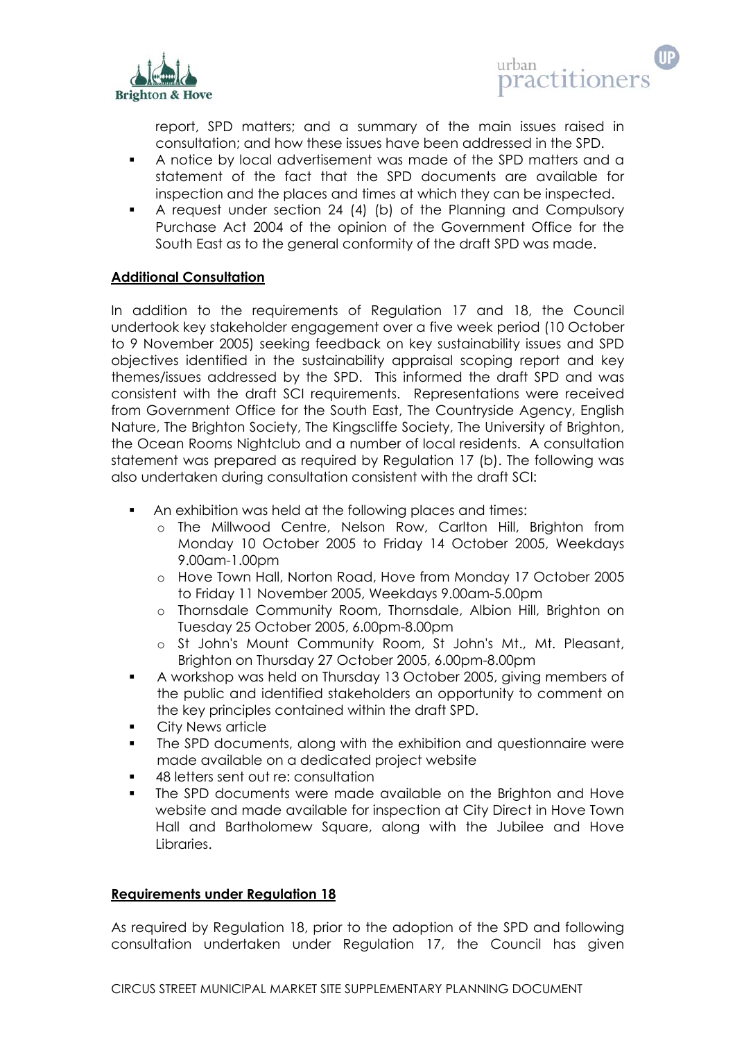report, SPD matters; and a summary of the main issues raised in consultation; and how these issues have been addressed in the SPD.

- A notice by local advertisement was made of the SPD matters and a statement of the fact that the SPD documents are available for inspection and the places and times at which they can be inspected.
- A request under section 24 (4) (b) of the Planning and Compulsory Purchase Act 2004 of the opinion of the Government Office for the South East as to the general conformity of the draft SPD was made.

**Additional Consultation**

In addition to the requirements of Regulation 17 and 18, the Council undertook key stakeholder engagement over a five week period (10 October to 9 November 2005) seeking feedback on key sustainability issues and SPD objectives identified in the sustainability appraisal scoping report and key themes/issues addressed by the SPD. This informed the draft SPD and was consistent with the draft SCI requirements. Representations were received from Government Office for the South East, The Countryside Agency, English Nature, The Brighton Society, The Kingscliffe Society, The University of Brighton, the Ocean Rooms Nightclub and a number of local residents. A consultation statement was prepared as required by Regulation 17 (b). The following was also undertaken during consultation consistent with the draft SCI:

- An exhibition was held at the following places and times:
  - The Millwood Centre, Nelson Row, Carlton Hill, Brighton from Monday 10 October 2005 to Friday 14 October 2005, Weekdays 9.00am-1.00pm
  - Hove Town Hall, Norton Road, Hove from Monday 17 October 2005 to Friday 11 November 2005, Weekdays 9.00am-5.00pm
  - Thornsdale Community Room, Thornsdale, Albion Hill, Brighton on Tuesday 25 October 2005, 6.00pm-8.00pm
  - St John's Mount Community Room, St John's Mt., Mt. Pleasant, Brighton on Thursday 27 October 2005, 6.00pm-8.00pm
- A workshop was held on Thursday 13 October 2005, giving members of the public and identified stakeholders an opportunity to comment on the key principles contained within the draft SPD.
- City News article
- The SPD documents, along with the exhibition and questionnaire were made available on a dedicated project website
- 48 letters sent out re: consultation
- The SPD documents were made available on the Brighton and Hove website and made available for inspection at City Direct in Hove Town Hall and Bartholomew Square, along with the Jubilee and Hove Libraries.

**Requirements under Regulation 18**

As required by Regulation 18, prior to the adoption of the SPD and following consultation undertaken under Regulation 17, the Council has given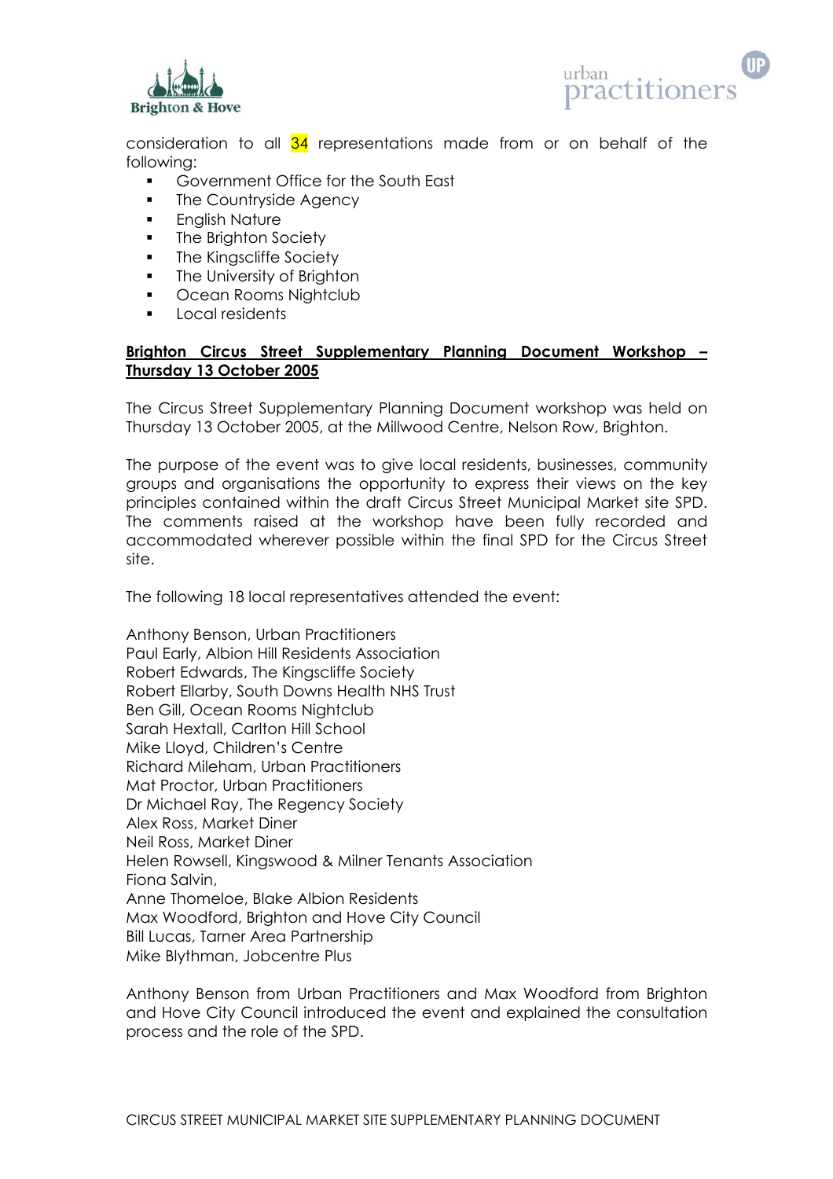consideration to all 34 representations made from or on behalf of the following:

- Government Office for the South East
- The Countryside Agency
- English Nature
- The Brighton Society
- The Kingscliffe Society
- The University of Brighton
- Ocean Rooms Nightclub
- Local residents

**Brighton Circus Street Supplementary Planning Document Workshop – Thursday 13 October 2005**

The Circus Street Supplementary Planning Document workshop was held on Thursday 13 October 2005, at the Millwood Centre, Nelson Row, Brighton.

The purpose of the event was to give local residents, businesses, community groups and organisations the opportunity to express their views on the key principles contained within the draft Circus Street Municipal Market site SPD. The comments raised at the workshop have been fully recorded and accommodated wherever possible within the final SPD for the Circus Street site.

The following 18 local representatives attended the event:

Anthony Benson, Urban Practitioners
Paul Early, Albion Hill Residents Association
Robert Edwards, The Kingscliffe Society
Robert Ellarby, South Downs Health NHS Trust
Ben Gill, Ocean Rooms Nightclub
Sarah Hextall, Carlton Hill School
Mike Lloyd, Children's Centre
Richard Mileham, Urban Practitioners
Mat Proctor, Urban Practitioners
Dr Michael Ray, The Regency Society
Alex Ross, Market Diner
Neil Ross, Market Diner
Helen Rowsell, Kingswood & Milner Tenants Association
Fiona Salvin,
Anne Thomeloe, Blake Albion Residents
Max Woodford, Brighton and Hove City Council
Bill Lucas, Tarner Area Partnership
Mike Blythman, Jobcentre Plus

Anthony Benson from Urban Practitioners and Max Woodford from Brighton and Hove City Council introduced the event and explained the consultation process and the role of the SPD.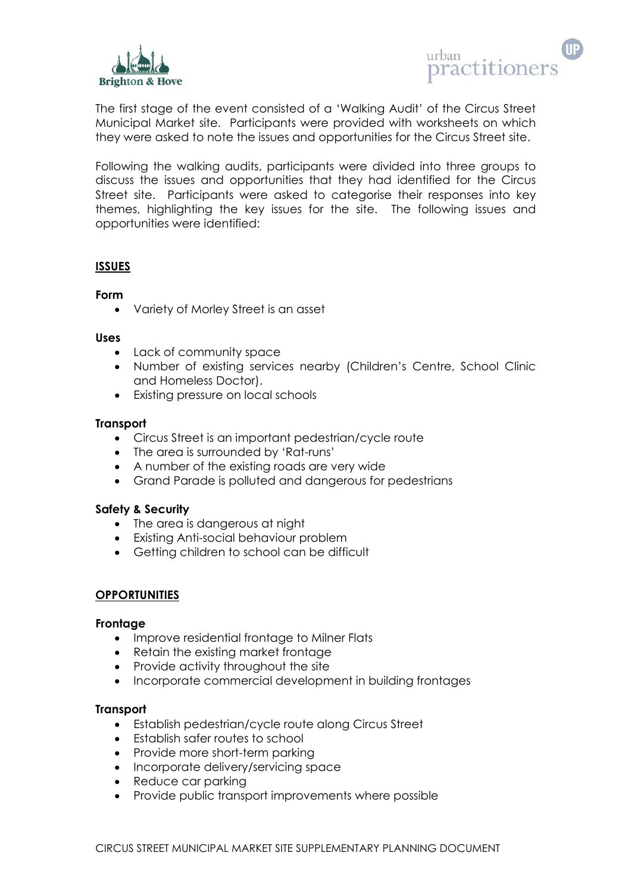The first stage of the event consisted of a 'Walking Audit' of the Circus Street Municipal Market site. Participants were provided with worksheets on which they were asked to note the issues and opportunities for the Circus Street site.

Following the walking audits, participants were divided into three groups to discuss the issues and opportunities that they had identified for the Circus Street site. Participants were asked to categorise their responses into key themes, highlighting the key issues for the site. The following issues and opportunities were identified:

## ISSUES

**Form**

- Variety of Morley Street is an asset

**Uses**

- Lack of community space
- Number of existing services nearby (Children's Centre, School Clinic and Homeless Doctor).
- Existing pressure on local schools

**Transport**

- Circus Street is an important pedestrian/cycle route
- The area is surrounded by 'Rat-runs'
- A number of the existing roads are very wide
- Grand Parade is polluted and dangerous for pedestrians

**Safety & Security**

- The area is dangerous at night
- Existing Anti-social behaviour problem
- Getting children to school can be difficult

## OPPORTUNITIES

**Frontage**

- Improve residential frontage to Milner Flats
- Retain the existing market frontage
- Provide activity throughout the site
- Incorporate commercial development in building frontages

**Transport**

- Establish pedestrian/cycle route along Circus Street
- Establish safer routes to school
- Provide more short-term parking
- Incorporate delivery/servicing space
- Reduce car parking
- Provide public transport improvements where possible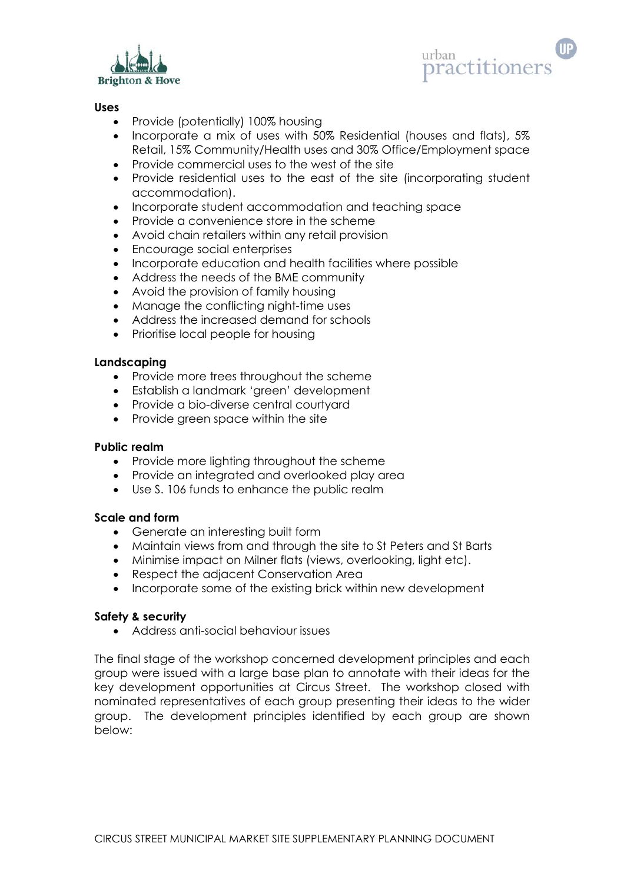**Uses**

- Provide (potentially) 100% housing
- Incorporate a mix of uses with 50% Residential (houses and flats), 5% Retail, 15% Community/Health uses and 30% Office/Employment space
- Provide commercial uses to the west of the site
- Provide residential uses to the east of the site (incorporating student accommodation).
- Incorporate student accommodation and teaching space
- Provide a convenience store in the scheme
- Avoid chain retailers within any retail provision
- Encourage social enterprises
- Incorporate education and health facilities where possible
- Address the needs of the BME community
- Avoid the provision of family housing
- Manage the conflicting night-time uses
- Address the increased demand for schools
- Prioritise local people for housing

**Landscaping**

- Provide more trees throughout the scheme
- Establish a landmark 'green' development
- Provide a bio-diverse central courtyard
- Provide green space within the site

**Public realm**

- Provide more lighting throughout the scheme
- Provide an integrated and overlooked play area
- Use S. 106 funds to enhance the public realm

**Scale and form**

- Generate an interesting built form
- Maintain views from and through the site to St Peters and St Barts
- Minimise impact on Milner flats (views, overlooking, light etc).
- Respect the adjacent Conservation Area
- Incorporate some of the existing brick within new development

**Safety & security**

- Address anti-social behaviour issues

The final stage of the workshop concerned development principles and each group were issued with a large base plan to annotate with their ideas for the key development opportunities at Circus Street. The workshop closed with nominated representatives of each group presenting their ideas to the wider group. The development principles identified by each group are shown below: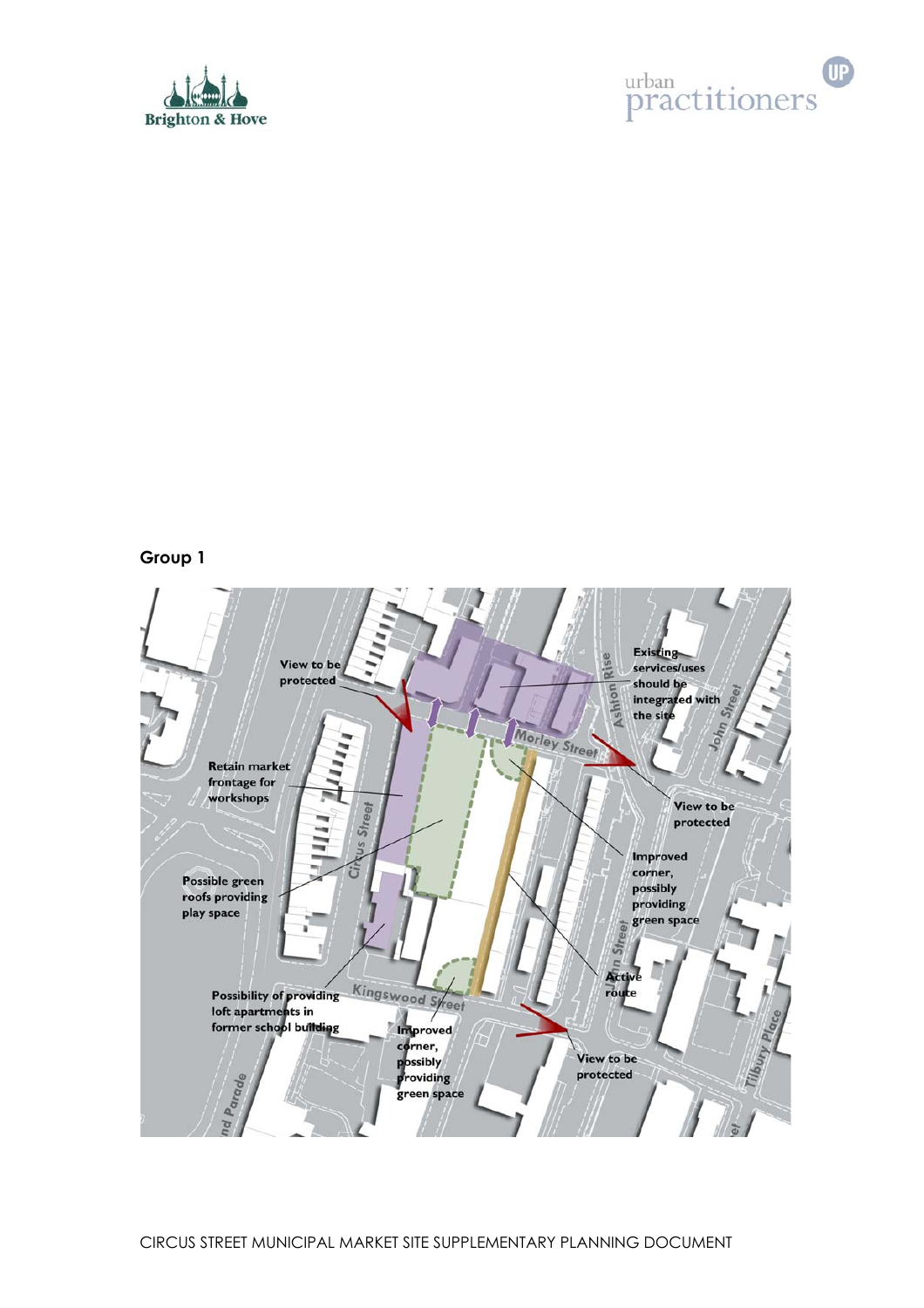## Group 1

- View to be protected
- Existing services/uses should be integrated with the site
- Retain market frontage for workshops
- View to be protected
- Improved corner, possibly providing green space
- Possible green roofs providing play space
- Active route
- Possibility of providing loft apartments in former school building
- Improved corner, possibly providing green space
- View to be protected

Circus Street, Morley Street, Ashton Rise, John Street, Kingswood Street, Tilbury Place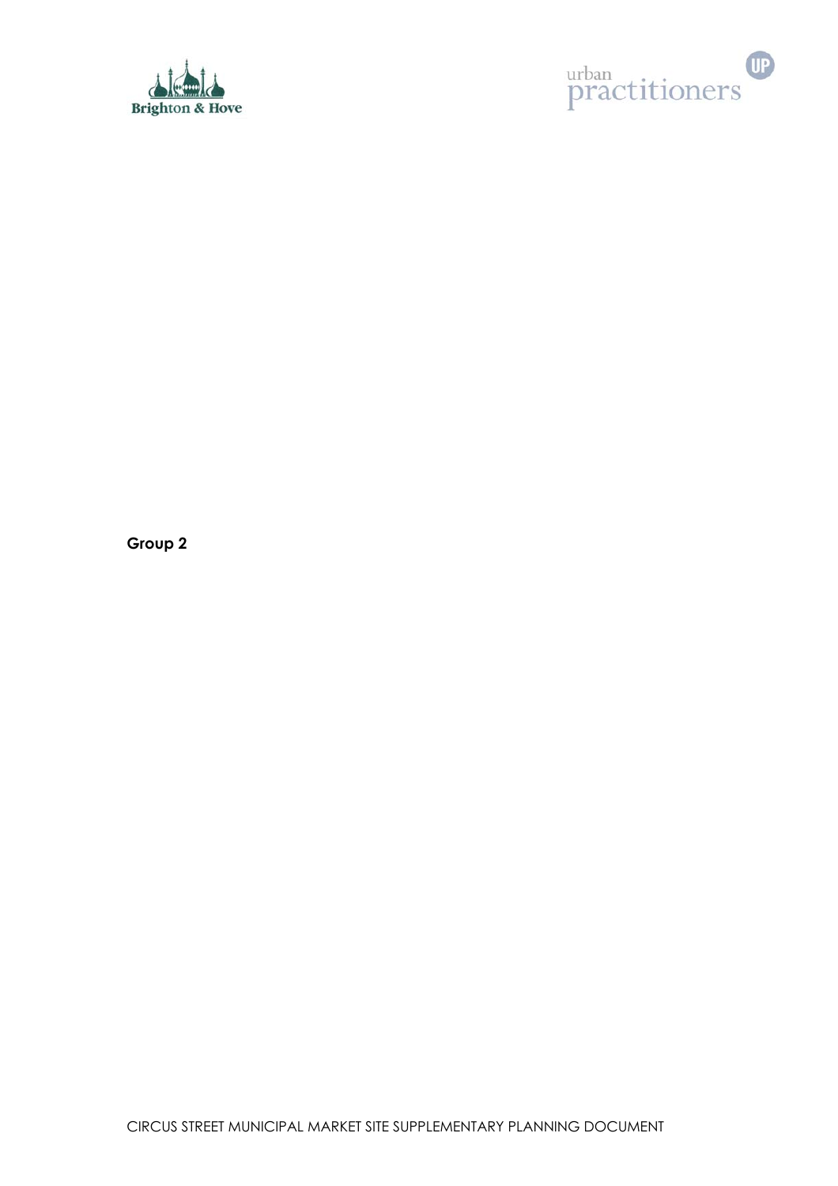**Group 2**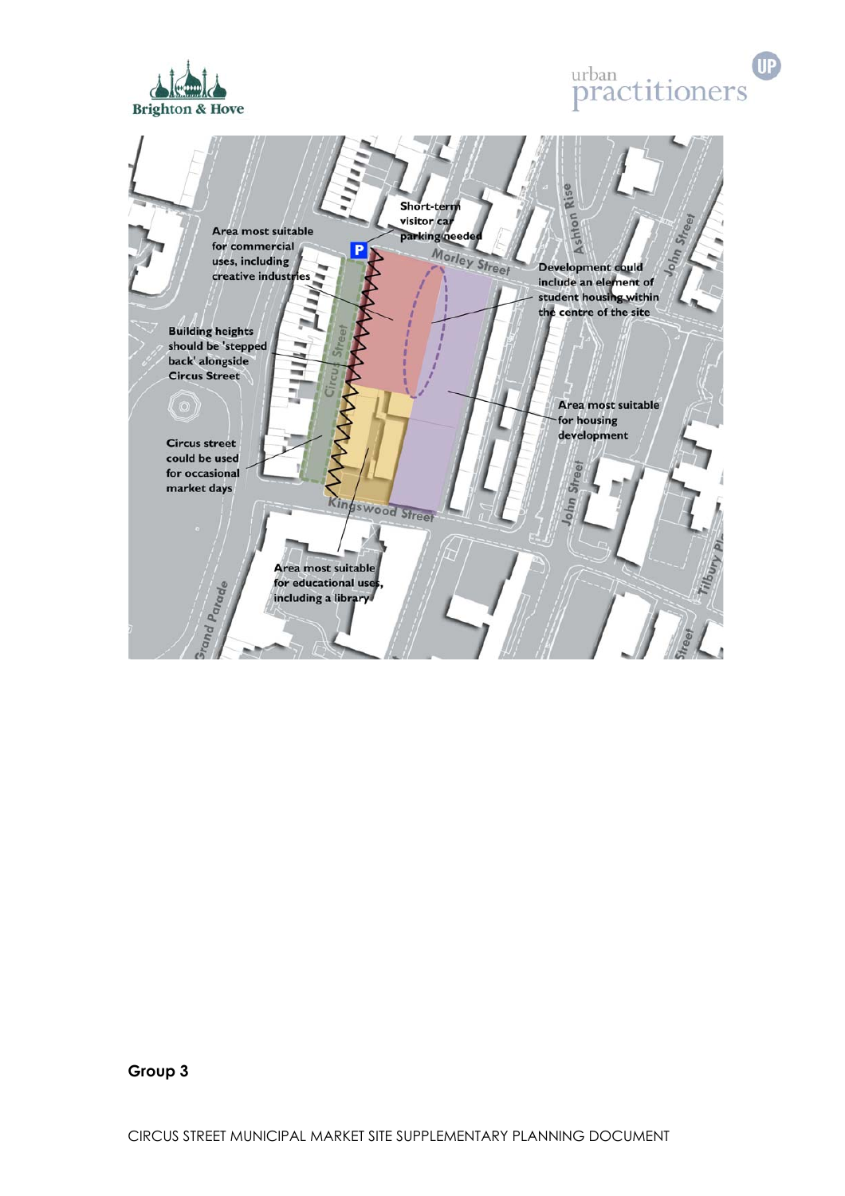Short-term visitor car parking needed

Area most suitable for commercial uses, including creative industries

Development could include an element of student housing within the centre of the site

Building heights should be 'stepped back' alongside Circus Street

Area most suitable for housing development

Circus street could be used for occasional market days

Area most suitable for educational uses, including a library

**Group 3**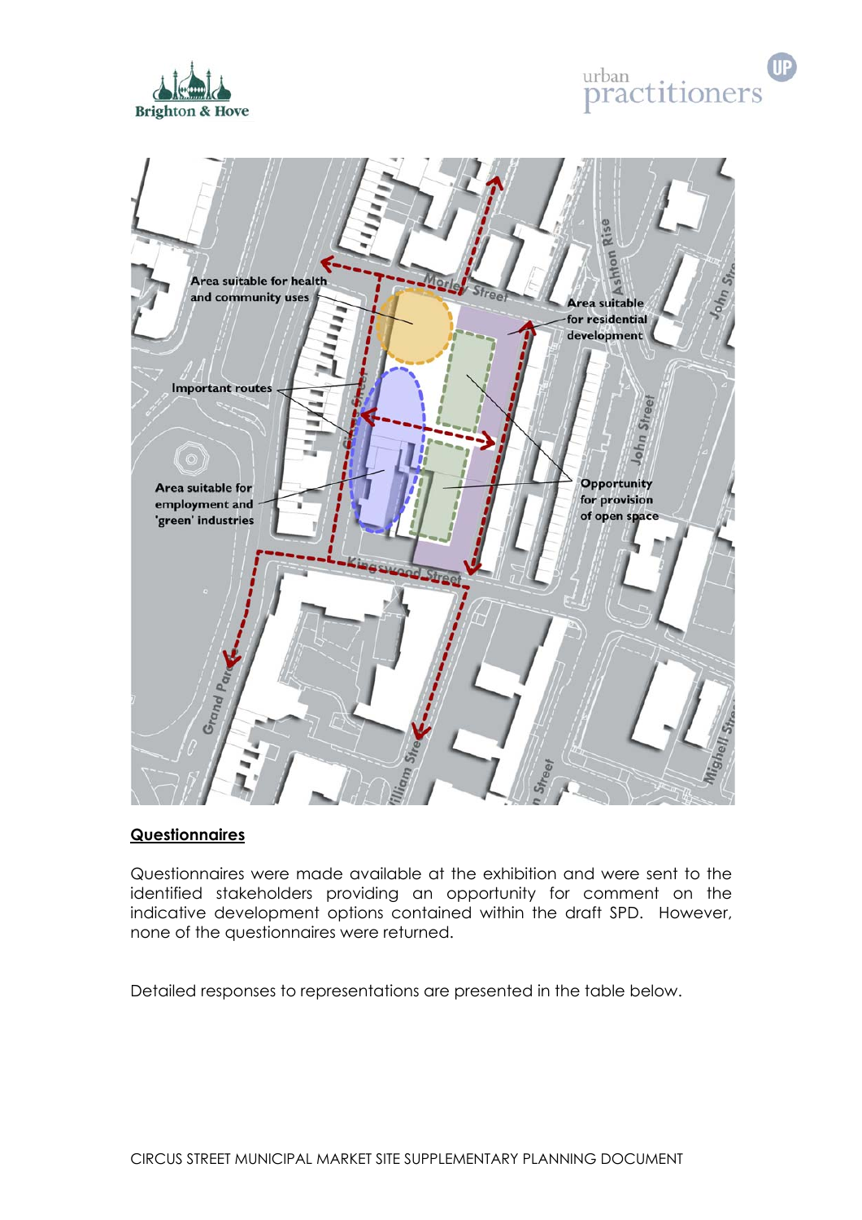## Questionnaires

Questionnaires were made available at the exhibition and were sent to the identified stakeholders providing an opportunity for comment on the indicative development options contained within the draft SPD. However, none of the questionnaires were returned.

Detailed responses to representations are presented in the table below.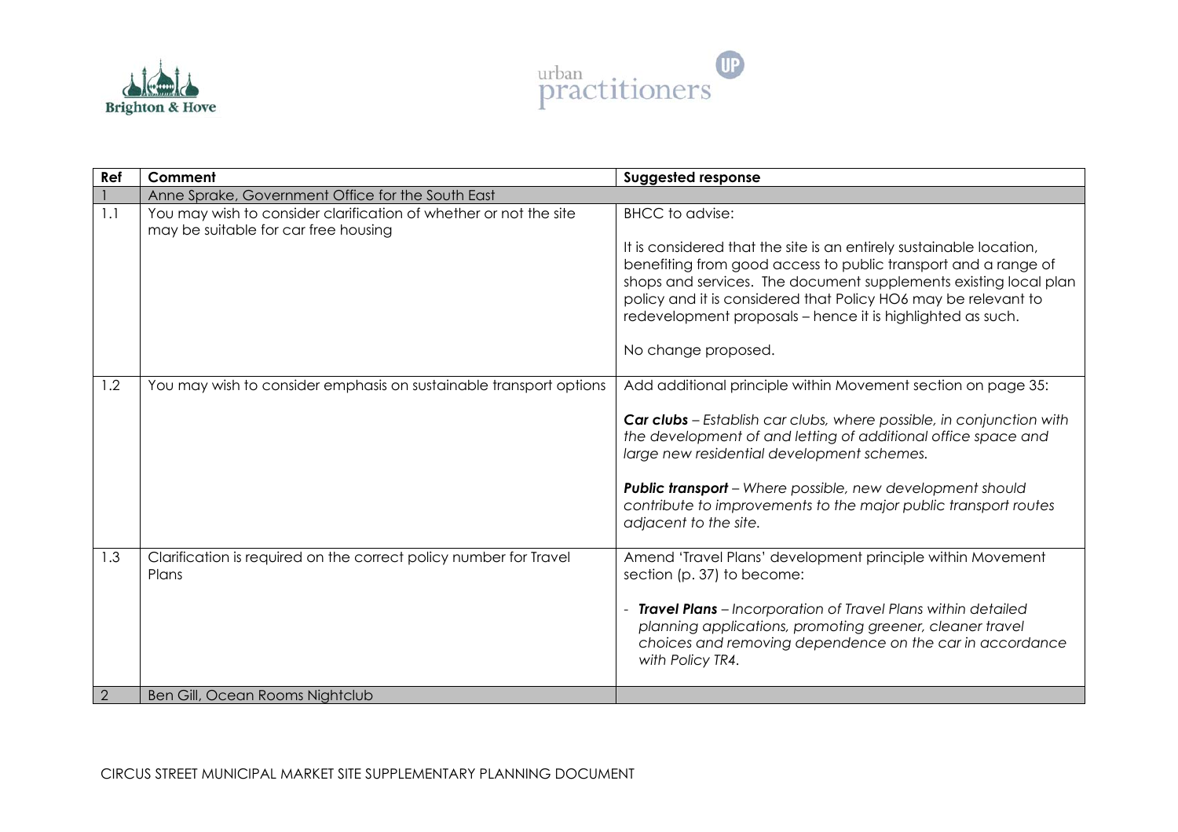| Ref | Comment | Suggested response |
|---|---|---|
| 1 | Anne Sprake, Government Office for the South East | |
| 1.1 | You may wish to consider clarification of whether or not the site may be suitable for car free housing | BHCC to advise:<br><br>It is considered that the site is an entirely sustainable location, benefiting from good access to public transport and a range of shops and services. The document supplements existing local plan policy and it is considered that Policy HO6 may be relevant to redevelopment proposals – hence it is highlighted as such.<br><br>No change proposed. |
| 1.2 | You may wish to consider emphasis on sustainable transport options | Add additional principle within Movement section on page 35:<br><br>***Car clubs*** *– Establish car clubs, where possible, in conjunction with the development of and letting of additional office space and large new residential development schemes.*<br><br>***Public transport*** *– Where possible, new development should contribute to improvements to the major public transport routes adjacent to the site.* |
| 1.3 | Clarification is required on the correct policy number for Travel Plans | Amend 'Travel Plans' development principle within Movement section (p. 37) to become:<br><br>- ***Travel Plans*** *– Incorporation of Travel Plans within detailed planning applications, promoting greener, cleaner travel choices and removing dependence on the car in accordance with Policy TR4.* |
| 2 | Ben Gill, Ocean Rooms Nightclub | |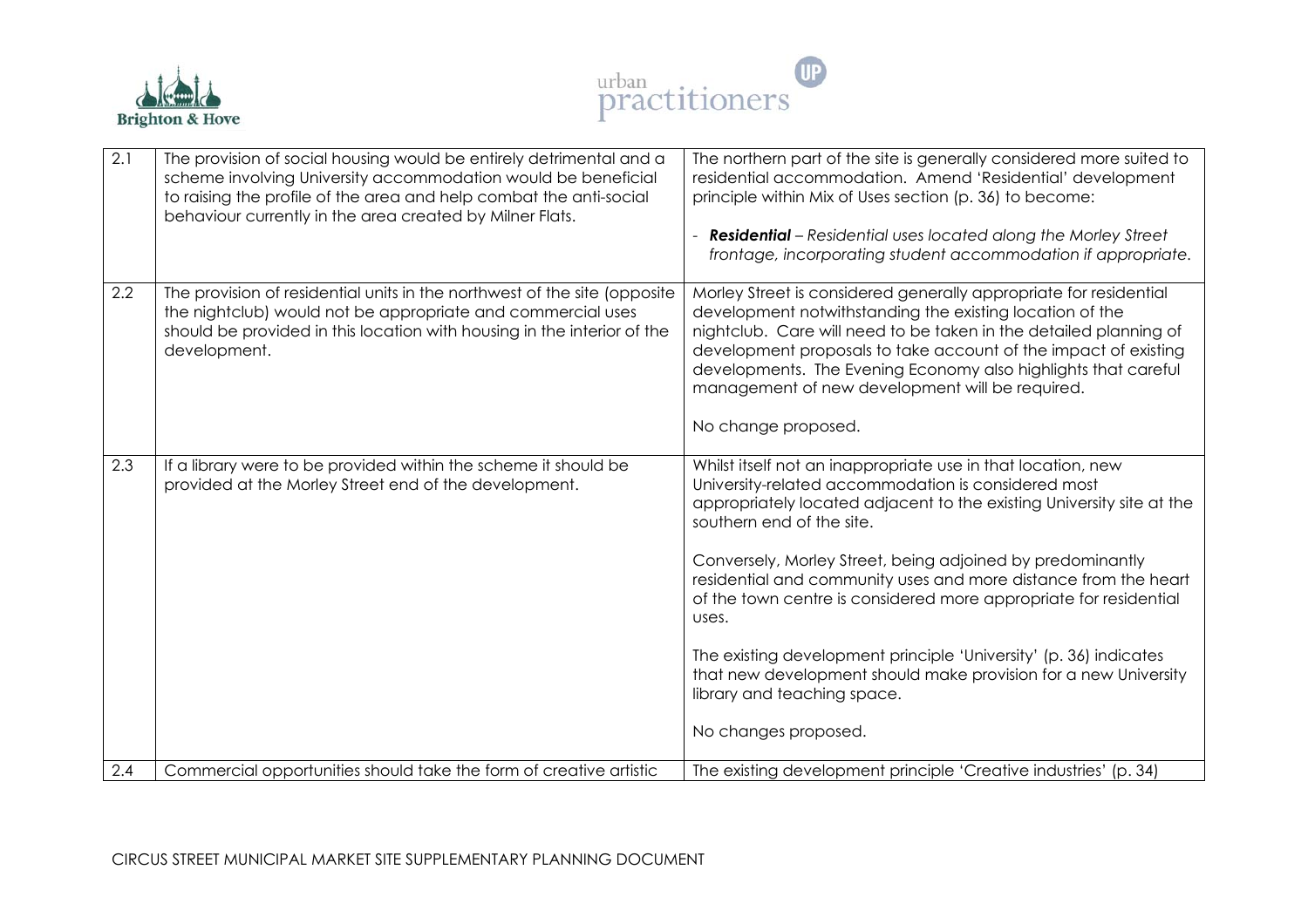| 2.1 | The provision of social housing would be entirely detrimental and a scheme involving University accommodation would be beneficial to raising the profile of the area and help combat the anti-social behaviour currently in the area created by Milner Flats. | The northern part of the site is generally considered more suited to residential accommodation. Amend 'Residential' development principle within Mix of Uses section (p. 36) to become:<br><br>- ***Residential*** *– Residential uses located along the Morley Street frontage, incorporating student accommodation if appropriate.* |
|---|---|---|
| 2.2 | The provision of residential units in the northwest of the site (opposite the nightclub) would not be appropriate and commercial uses should be provided in this location with housing in the interior of the development. | Morley Street is considered generally appropriate for residential development notwithstanding the existing location of the nightclub. Care will need to be taken in the detailed planning of development proposals to take account of the impact of existing developments. The Evening Economy also highlights that careful management of new development will be required.<br><br>No change proposed. |
| 2.3 | If a library were to be provided within the scheme it should be provided at the Morley Street end of the development. | Whilst itself not an inappropriate use in that location, new University-related accommodation is considered most appropriately located adjacent to the existing University site at the southern end of the site.<br><br>Conversely, Morley Street, being adjoined by predominantly residential and community uses and more distance from the heart of the town centre is considered more appropriate for residential uses.<br><br>The existing development principle 'University' (p. 36) indicates that new development should make provision for a new University library and teaching space.<br><br>No changes proposed. |
| 2.4 | Commercial opportunities should take the form of creative artistic | The existing development principle 'Creative industries' (p. 34) |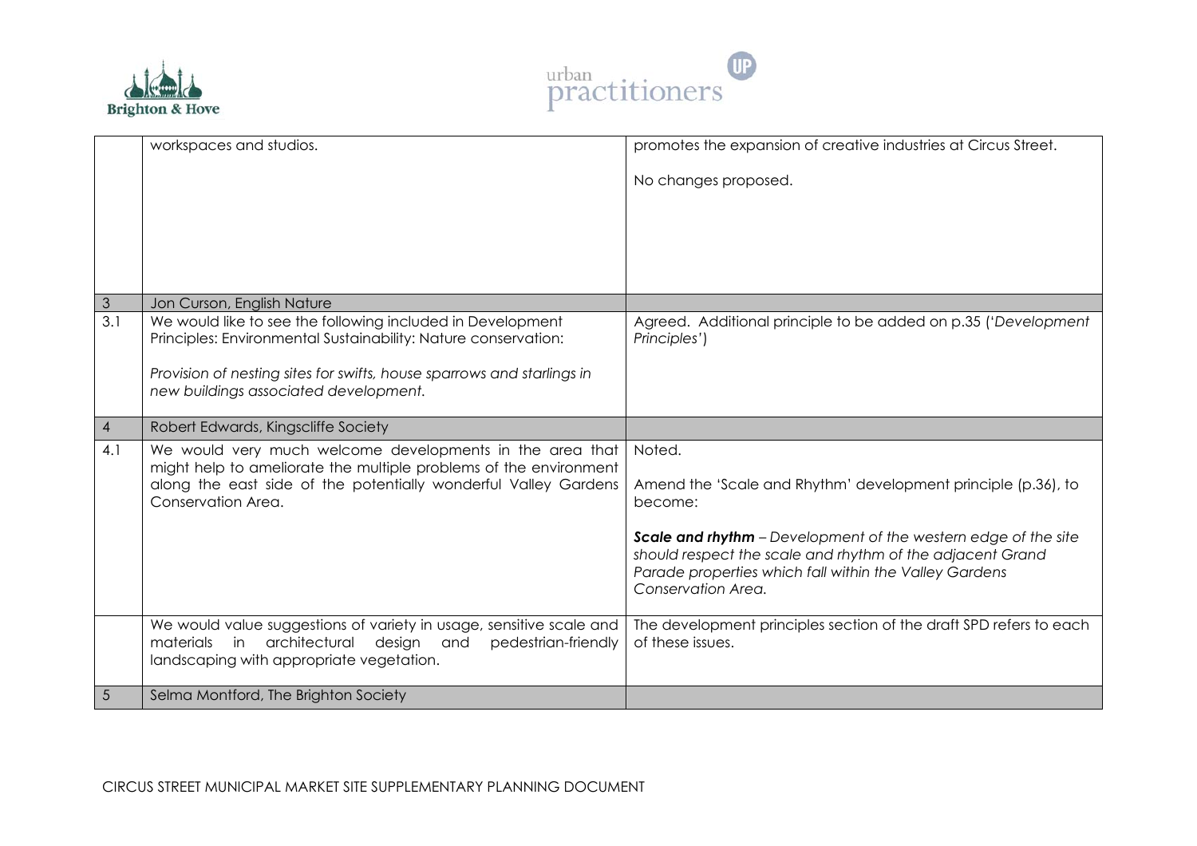| | | |
|---|---|---|
| | workspaces and studios. | promotes the expansion of creative industries at Circus Street.<br><br>No changes proposed. |
| 3 | Jon Curson, English Nature | |
| 3.1 | We would like to see the following included in Development Principles: Environmental Sustainability: Nature conservation:<br><br>*Provision of nesting sites for swifts, house sparrows and starlings in new buildings associated development.* | Agreed. Additional principle to be added on p.35 ('*Development Principles*') |
| 4 | Robert Edwards, Kingscliffe Society | |
| 4.1 | We would very much welcome developments in the area that might help to ameliorate the multiple problems of the environment along the east side of the potentially wonderful Valley Gardens Conservation Area. | Noted.<br><br>Amend the 'Scale and Rhythm' development principle (p.36), to become:<br><br>***Scale and rhythm** – Development of the western edge of the site should respect the scale and rhythm of the adjacent Grand Parade properties which fall within the Valley Gardens Conservation Area.* |
| | We would value suggestions of variety in usage, sensitive scale and materials in architectural design and pedestrian-friendly landscaping with appropriate vegetation. | The development principles section of the draft SPD refers to each of these issues. |
| 5 | Selma Montford, The Brighton Society | |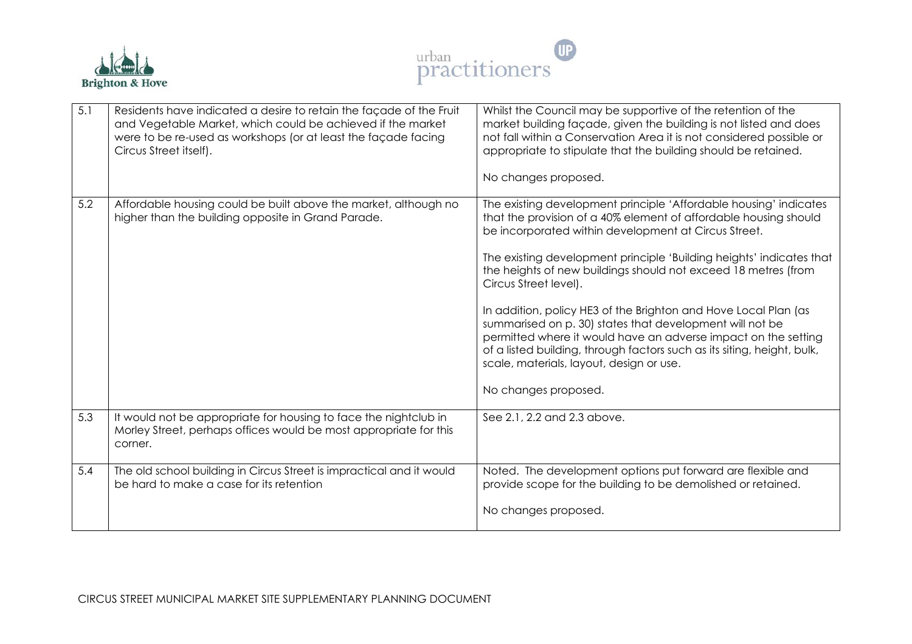| | | |
|---|---|---|
| 5.1 | Residents have indicated a desire to retain the façade of the Fruit and Vegetable Market, which could be achieved if the market were to be re-used as workshops (or at least the façade facing Circus Street itself). | Whilst the Council may be supportive of the retention of the market building façade, given the building is not listed and does not fall within a Conservation Area it is not considered possible or appropriate to stipulate that the building should be retained.<br><br>No changes proposed. |
| 5.2 | Affordable housing could be built above the market, although no higher than the building opposite in Grand Parade. | The existing development principle 'Affordable housing' indicates that the provision of a 40% element of affordable housing should be incorporated within development at Circus Street.<br><br>The existing development principle 'Building heights' indicates that the heights of new buildings should not exceed 18 metres (from Circus Street level).<br><br>In addition, policy HE3 of the Brighton and Hove Local Plan (as summarised on p. 30) states that development will not be permitted where it would have an adverse impact on the setting of a listed building, through factors such as its siting, height, bulk, scale, materials, layout, design or use.<br><br>No changes proposed. |
| 5.3 | It would not be appropriate for housing to face the nightclub in Morley Street, perhaps offices would be most appropriate for this corner. | See 2.1, 2.2 and 2.3 above. |
| 5.4 | The old school building in Circus Street is impractical and it would be hard to make a case for its retention | Noted. The development options put forward are flexible and provide scope for the building to be demolished or retained.<br><br>No changes proposed. |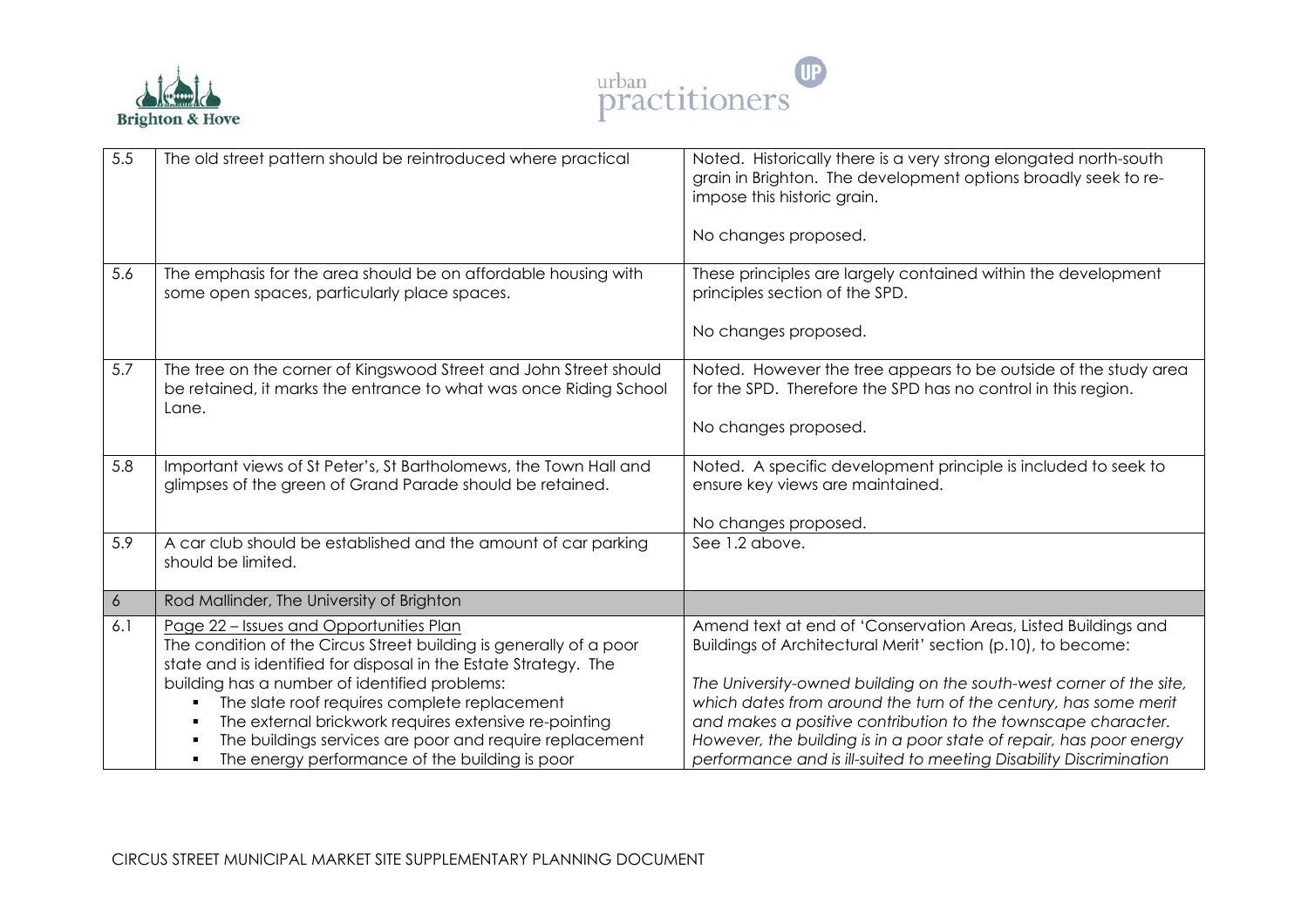| 5.5 | The old street pattern should be reintroduced where practical | Noted. Historically there is a very strong elongated north-south grain in Brighton. The development options broadly seek to re-impose this historic grain.<br><br>No changes proposed. |
|---|---|---|
| 5.6 | The emphasis for the area should be on affordable housing with some open spaces, particularly place spaces. | These principles are largely contained within the development principles section of the SPD.<br><br>No changes proposed. |
| 5.7 | The tree on the corner of Kingswood Street and John Street should be retained, it marks the entrance to what was once Riding School Lane. | Noted. However the tree appears to be outside of the study area for the SPD. Therefore the SPD has no control in this region.<br><br>No changes proposed. |
| 5.8 | Important views of St Peter's, St Bartholomews, the Town Hall and glimpses of the green of Grand Parade should be retained. | Noted. A specific development principle is included to seek to ensure key views are maintained.<br><br>No changes proposed. |
| 5.9 | A car club should be established and the amount of car parking should be limited. | See 1.2 above. |
| 6 | Rod Mallinder, The University of Brighton | |
| 6.1 | Page 22 – Issues and Opportunities Plan<br>The condition of the Circus Street building is generally of a poor state and is identified for disposal in the Estate Strategy. The building has a number of identified problems:<br>- The slate roof requires complete replacement<br>- The external brickwork requires extensive re-pointing<br>- The buildings services are poor and require replacement<br>- The energy performance of the building is poor | Amend text at end of 'Conservation Areas, Listed Buildings and Buildings of Architectural Merit' section (p.10), to become:<br><br>*The University-owned building on the south-west corner of the site, which dates from around the turn of the century, has some merit and makes a positive contribution to the townscape character. However, the building is in a poor state of repair, has poor energy performance and is ill-suited to meeting Disability Discrimination* |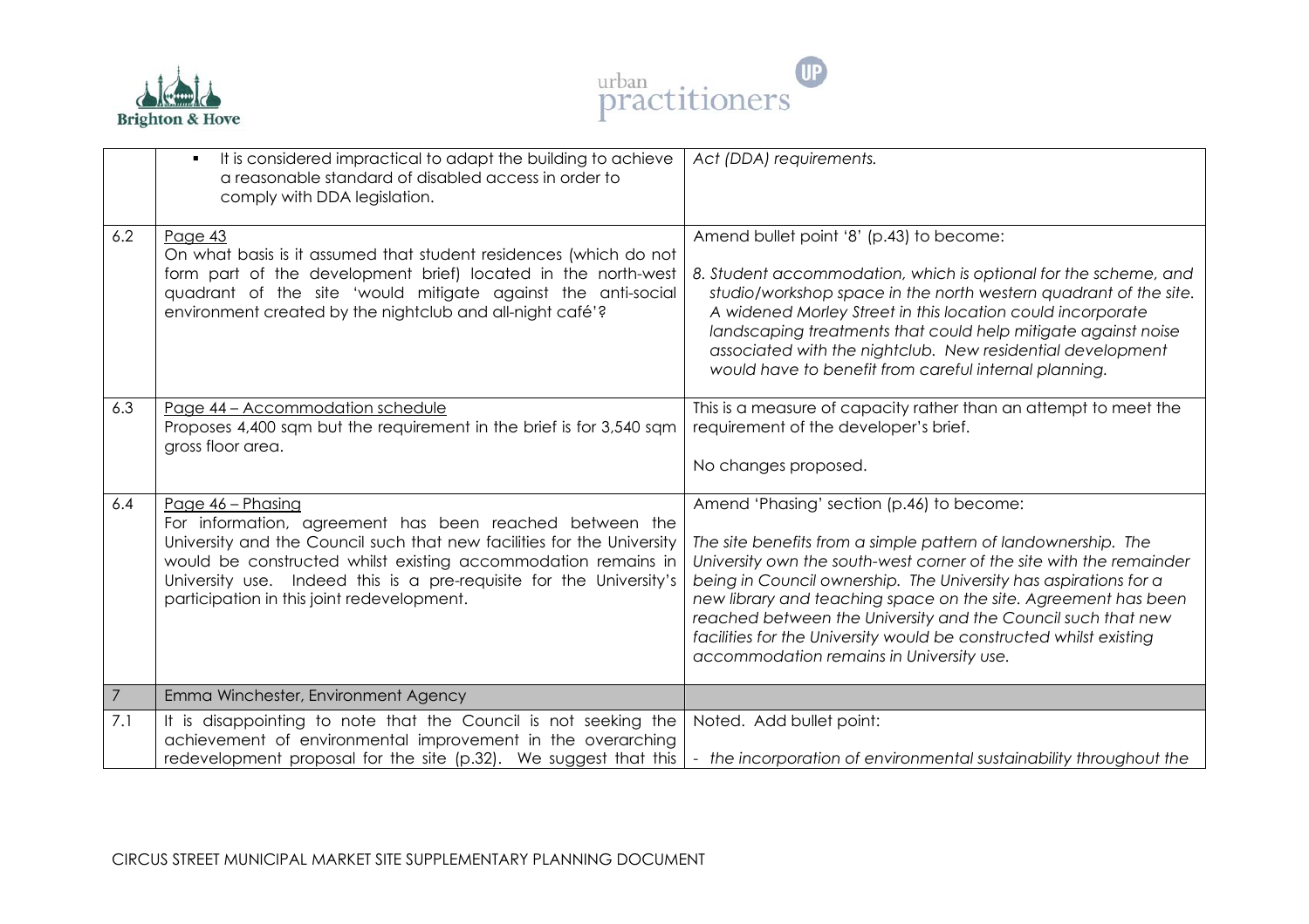| | | |
|---|---|---|
| | ▪ It is considered impractical to adapt the building to achieve a reasonable standard of disabled access in order to comply with DDA legislation. | *Act (DDA) requirements.* |
| 6.2 | <u>Page 43</u><br>On what basis is it assumed that student residences (which do not form part of the development brief) located in the north-west quadrant of the site 'would mitigate against the anti-social environment created by the nightclub and all-night café'? | Amend bullet point '8' (p.43) to become:<br><br>*8. Student accommodation, which is optional for the scheme, and studio/workshop space in the north western quadrant of the site. A widened Morley Street in this location could incorporate landscaping treatments that could help mitigate against noise associated with the nightclub. New residential development would have to benefit from careful internal planning.* |
| 6.3 | <u>Page 44 – Accommodation schedule</u><br>Proposes 4,400 sqm but the requirement in the brief is for 3,540 sqm gross floor area. | This is a measure of capacity rather than an attempt to meet the requirement of the developer's brief.<br><br>No changes proposed. |
| 6.4 | <u>Page 46 – Phasing</u><br>For information, agreement has been reached between the University and the Council such that new facilities for the University would be constructed whilst existing accommodation remains in University use. Indeed this is a pre-requisite for the University's participation in this joint redevelopment. | Amend 'Phasing' section (p.46) to become:<br><br>*The site benefits from a simple pattern of landownership. The University own the south-west corner of the site with the remainder being in Council ownership. The University has aspirations for a new library and teaching space on the site. Agreement has been reached between the University and the Council such that new facilities for the University would be constructed whilst existing accommodation remains in University use.* |
| 7 | Emma Winchester, Environment Agency | |
| 7.1 | It is disappointing to note that the Council is not seeking the achievement of environmental improvement in the overarching redevelopment proposal for the site (p.32). We suggest that this | Noted. Add bullet point:<br><br>*- the incorporation of environmental sustainability throughout the* |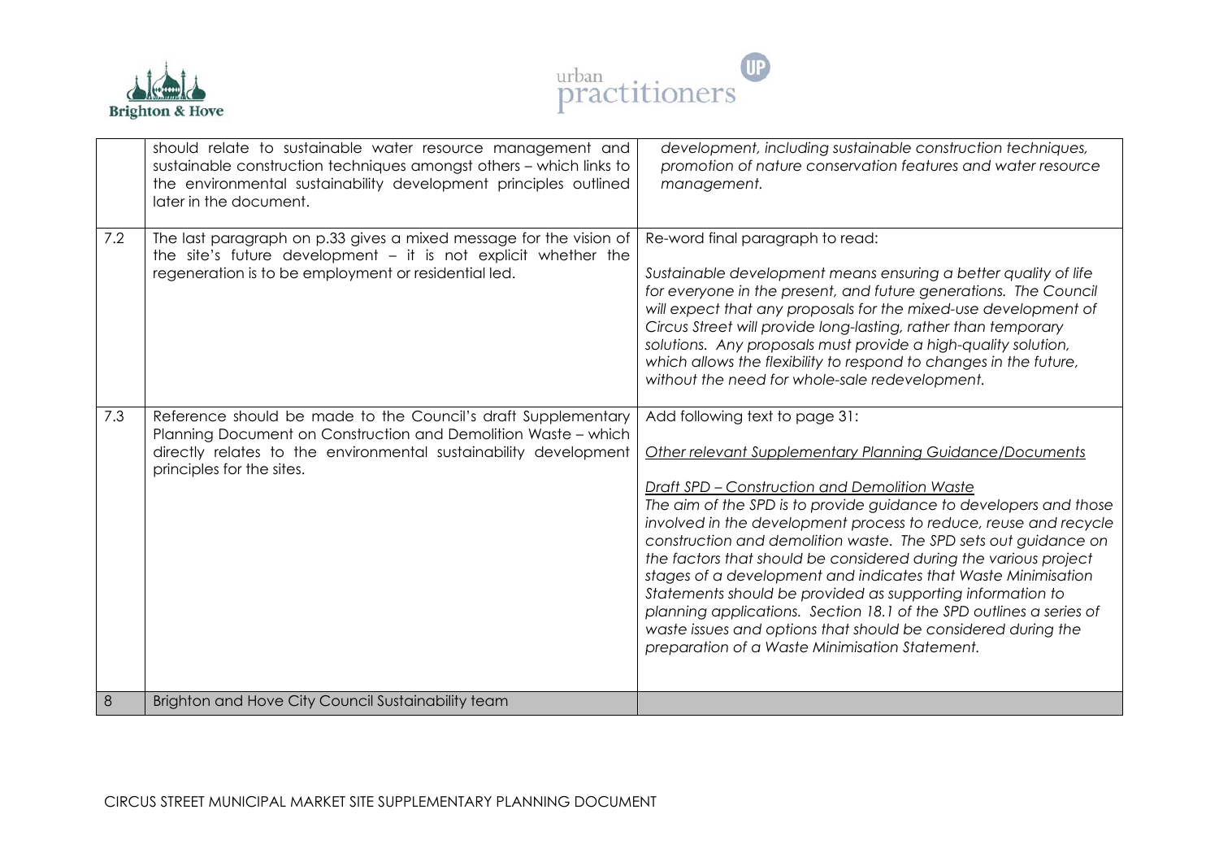|  |  |  |
|---|---|---|
|  | should relate to sustainable water resource management and sustainable construction techniques amongst others – which links to the environmental sustainability development principles outlined later in the document. | *development, including sustainable construction techniques, promotion of nature conservation features and water resource management.* |
| 7.2 | The last paragraph on p.33 gives a mixed message for the vision of the site's future development – it is not explicit whether the regeneration is to be employment or residential led. | Re-word final paragraph to read:<br><br>*Sustainable development means ensuring a better quality of life for everyone in the present, and future generations. The Council will expect that any proposals for the mixed-use development of Circus Street will provide long-lasting, rather than temporary solutions. Any proposals must provide a high-quality solution, which allows the flexibility to respond to changes in the future, without the need for whole-sale redevelopment.* |
| 7.3 | Reference should be made to the Council's draft Supplementary Planning Document on Construction and Demolition Waste – which directly relates to the environmental sustainability development principles for the sites. | Add following text to page 31:<br><br>*<u>Other relevant Supplementary Planning Guidance/Documents</u>*<br><br>*<u>Draft SPD – Construction and Demolition Waste</u>*<br>*The aim of the SPD is to provide guidance to developers and those involved in the development process to reduce, reuse and recycle construction and demolition waste. The SPD sets out guidance on the factors that should be considered during the various project stages of a development and indicates that Waste Minimisation Statements should be provided as supporting information to planning applications. Section 18.1 of the SPD outlines a series of waste issues and options that should be considered during the preparation of a Waste Minimisation Statement.* |
| 8 | Brighton and Hove City Council Sustainability team |  |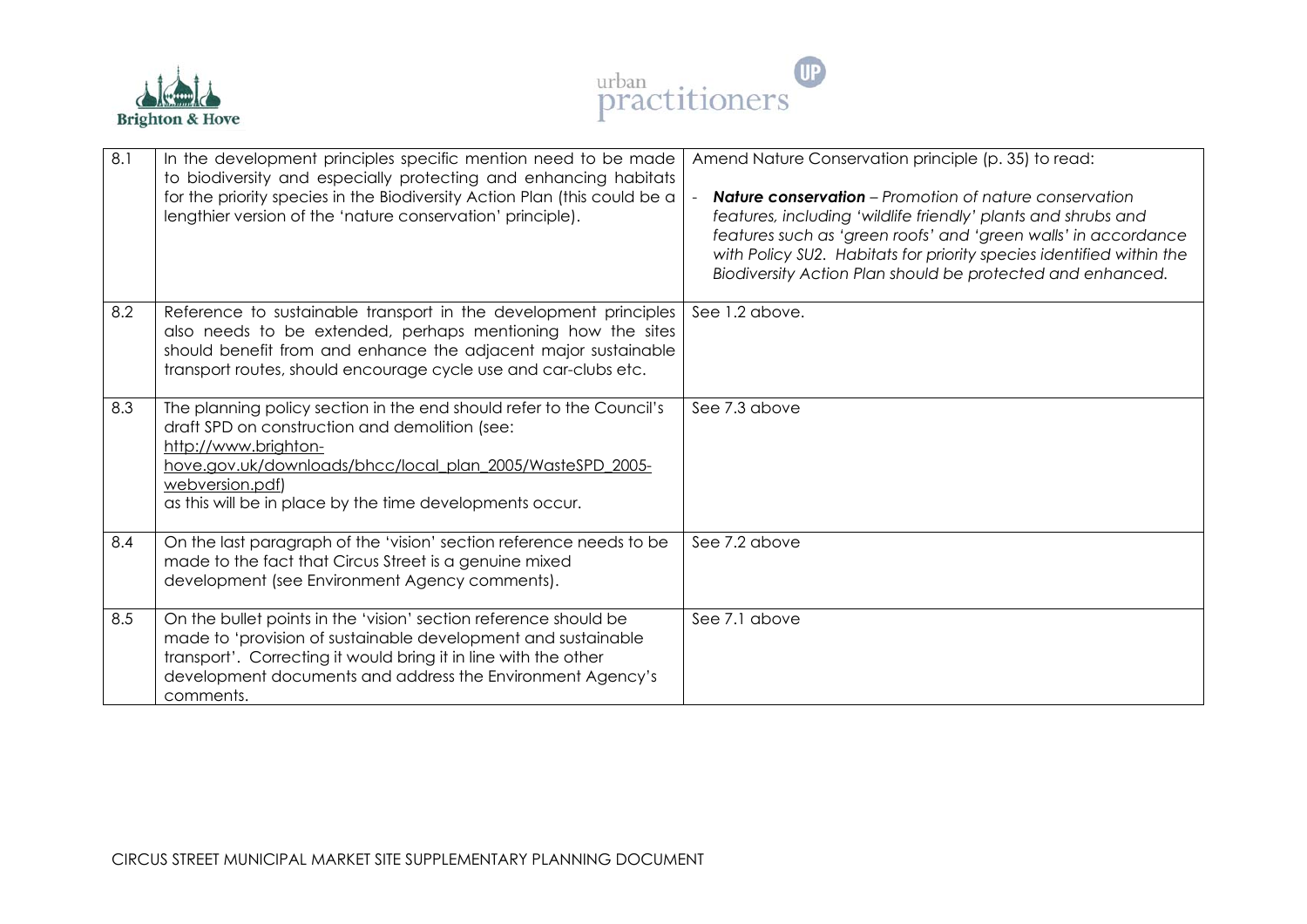| | | |
|---|---|---|
| 8.1 | In the development principles specific mention need to be made to biodiversity and especially protecting and enhancing habitats for the priority species in the Biodiversity Action Plan (this could be a lengthier version of the 'nature conservation' principle). | Amend Nature Conservation principle (p. 35) to read:<br>- ***Nature conservation*** *– Promotion of nature conservation features, including 'wildlife friendly' plants and shrubs and features such as 'green roofs' and 'green walls' in accordance with Policy SU2. Habitats for priority species identified within the Biodiversity Action Plan should be protected and enhanced.* |
| 8.2 | Reference to sustainable transport in the development principles also needs to be extended, perhaps mentioning how the sites should benefit from and enhance the adjacent major sustainable transport routes, should encourage cycle use and car-clubs etc. | See 1.2 above. |
| 8.3 | The planning policy section in the end should refer to the Council's draft SPD on construction and demolition (see: http://www.brighton-hove.gov.uk/downloads/bhcc/local_plan_2005/WasteSPD_2005-webversion.pdf)<br>as this will be in place by the time developments occur. | See 7.3 above |
| 8.4 | On the last paragraph of the 'vision' section reference needs to be made to the fact that Circus Street is a genuine mixed development (see Environment Agency comments). | See 7.2 above |
| 8.5 | On the bullet points in the 'vision' section reference should be made to 'provision of sustainable development and sustainable transport'. Correcting it would bring it in line with the other development documents and address the Environment Agency's comments. | See 7.1 above |